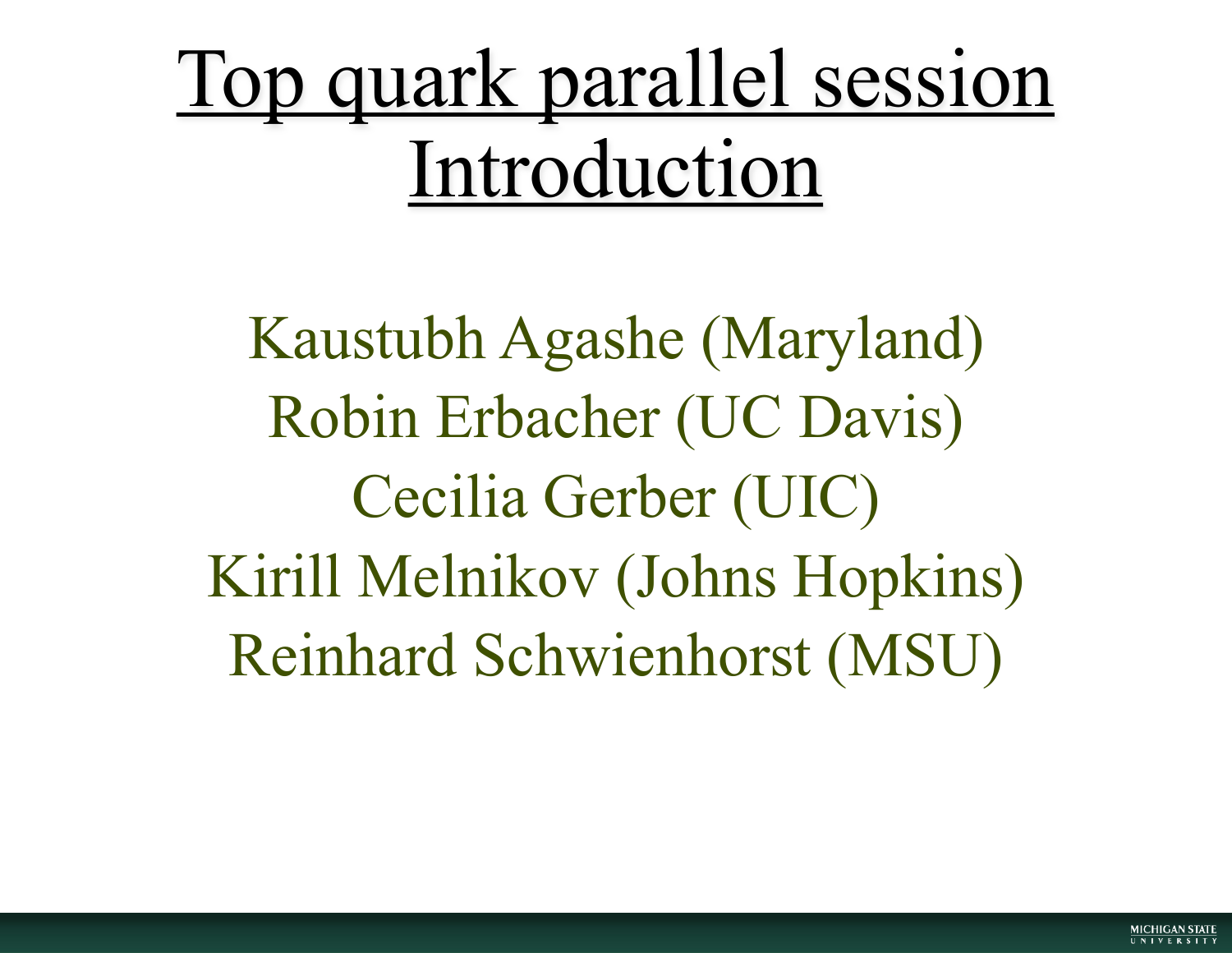# Top quark parallel session Introduction

Kaustubh Agashe (Maryland)

Robin Erbacher (UC Davis)

Cecilia Gerber (UIC)

Kirill Melnikov (Johns Hopkins)

Reinhard Schwienhorst (MSU)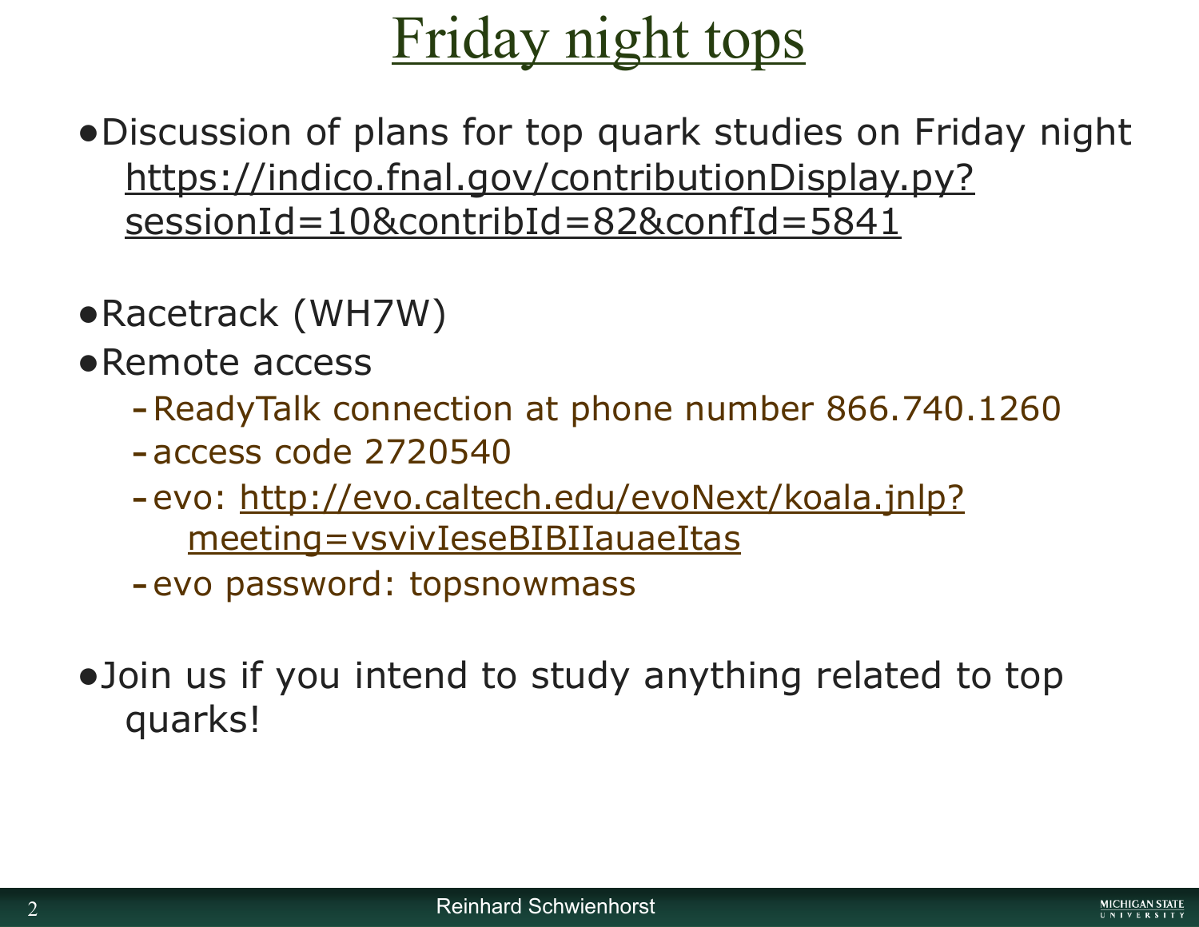# Friday night tops

- Discussion of plans for top quark studies on Friday night https://indico.fnal.gov/contributionDisplay.py?sessionId=10&contribId=82&confId=5841

- Racetrack (WH7W)
- Remote access
  - ReadyTalk connection at phone number 866.740.1260
  - access code 2720540
  - evo: http://evo.caltech.edu/evoNext/koala.jnlp?meeting=vsvivIeseBIBIIauaeItas
  - evo password: topsnowmass

- Join us if you intend to study anything related to top quarks!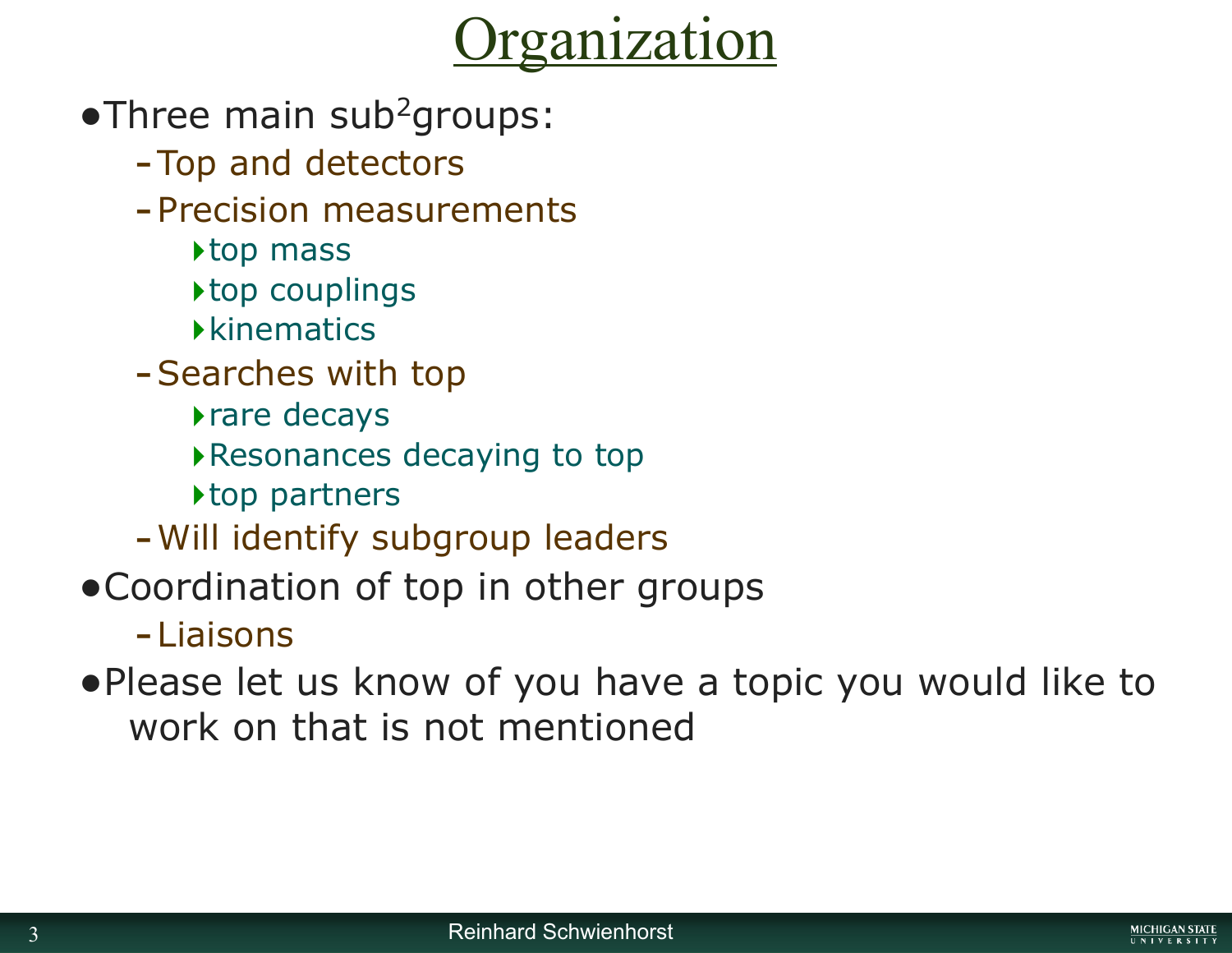# Organization

- Three main sub$^{2}$groups:
  - Top and detectors
  - Precision measurements
    - top mass
    - top couplings
    - kinematics
  - Searches with top
    - rare decays
    - Resonances decaying to top
    - top partners
  - Will identify subgroup leaders
- Coordination of top in other groups
  - Liaisons
- Please let us know of you have a topic you would like to work on that is not mentioned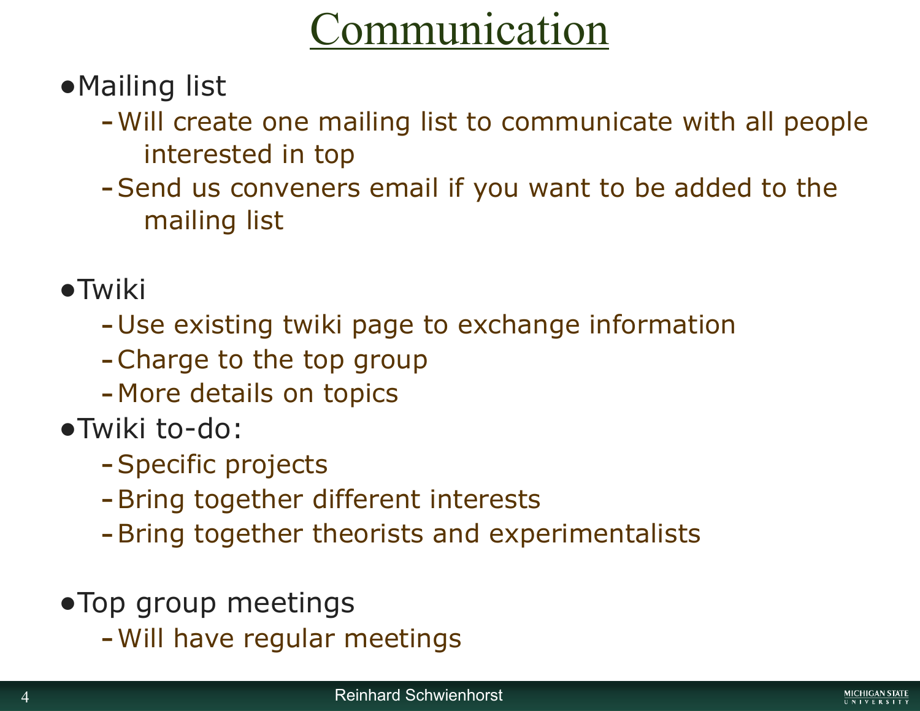# Communication

- Mailing list
  - Will create one mailing list to communicate with all people interested in top
  - Send us conveners email if you want to be added to the mailing list

- Twiki
  - Use existing twiki page to exchange information
  - Charge to the top group
  - More details on topics
- Twiki to-do:
  - Specific projects
  - Bring together different interests
  - Bring together theorists and experimentalists

- Top group meetings
  - Will have regular meetings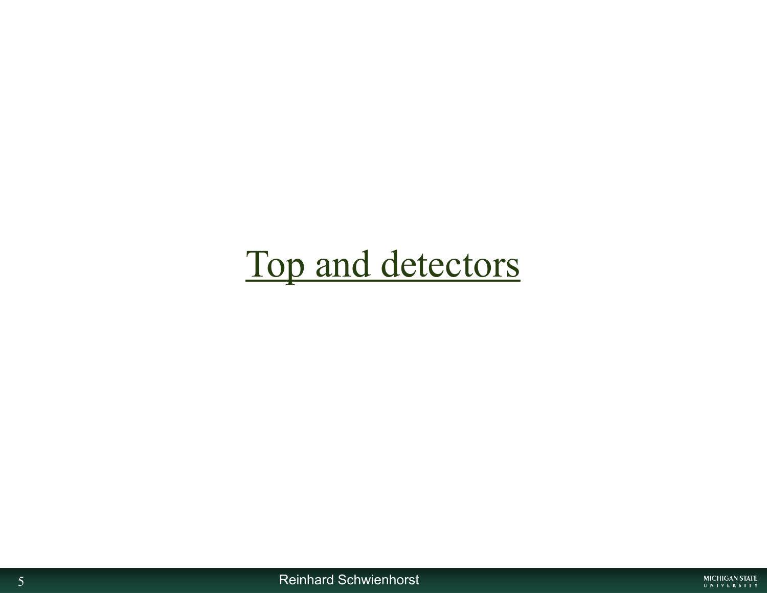# Top and detectors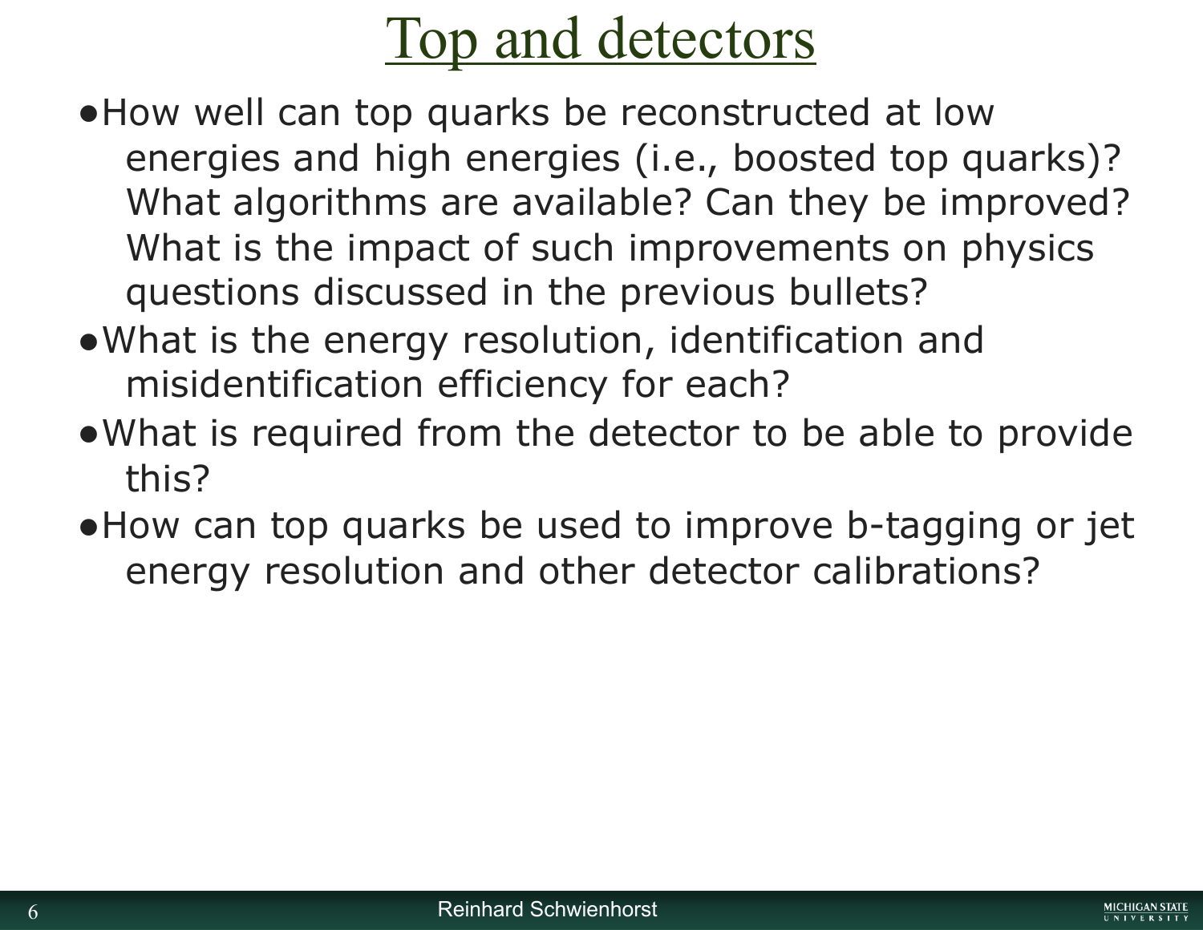# Top and detectors

- How well can top quarks be reconstructed at low energies and high energies (i.e., boosted top quarks)? What algorithms are available? Can they be improved? What is the impact of such improvements on physics questions discussed in the previous bullets?
- What is the energy resolution, identification and misidentification efficiency for each?
- What is required from the detector to be able to provide this?
- How can top quarks be used to improve b-tagging or jet energy resolution and other detector calibrations?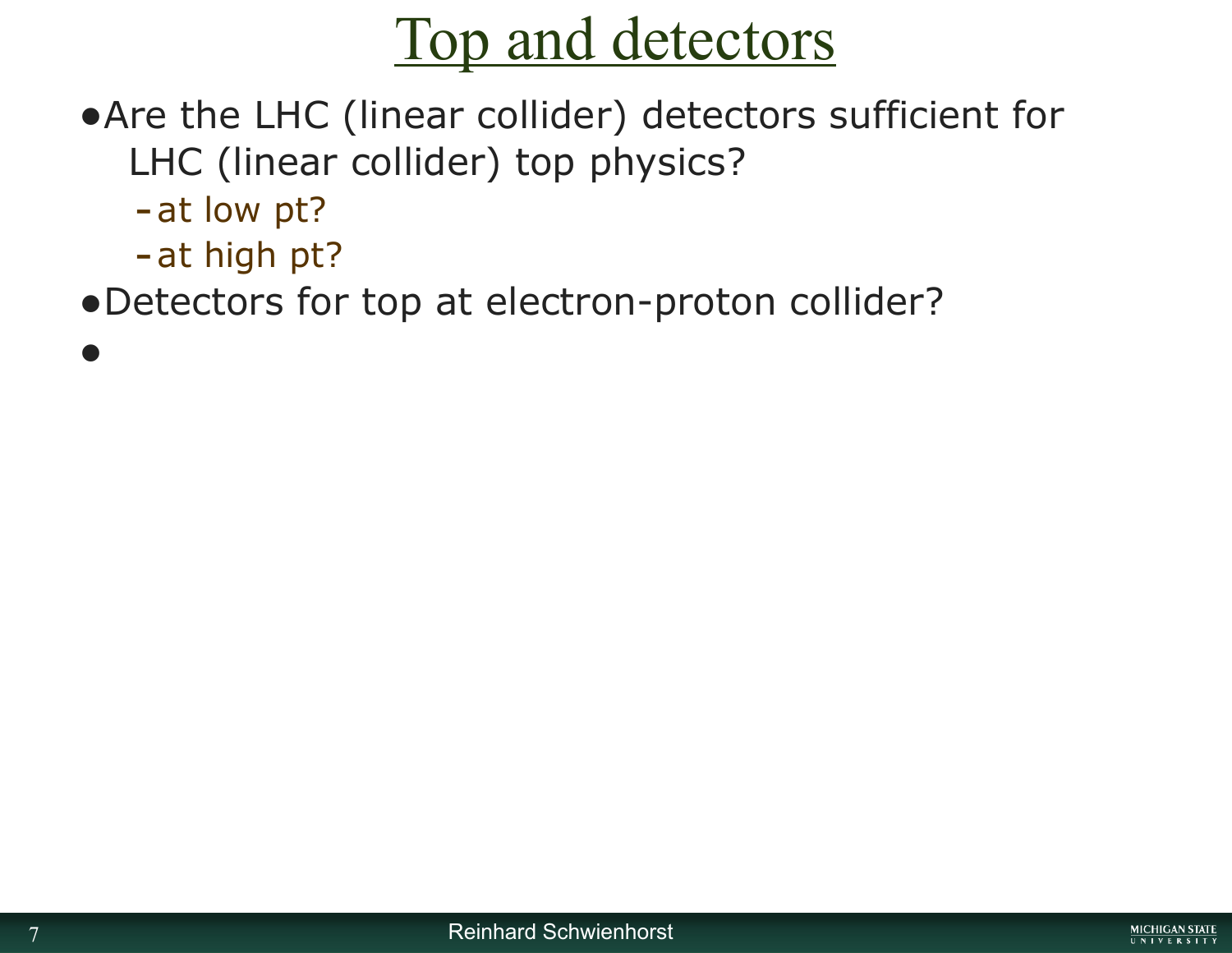# Top and detectors

- Are the LHC (linear collider) detectors sufficient for LHC (linear collider) top physics?
  - at low pt?
  - at high pt?
- Detectors for top at electron-proton collider?
-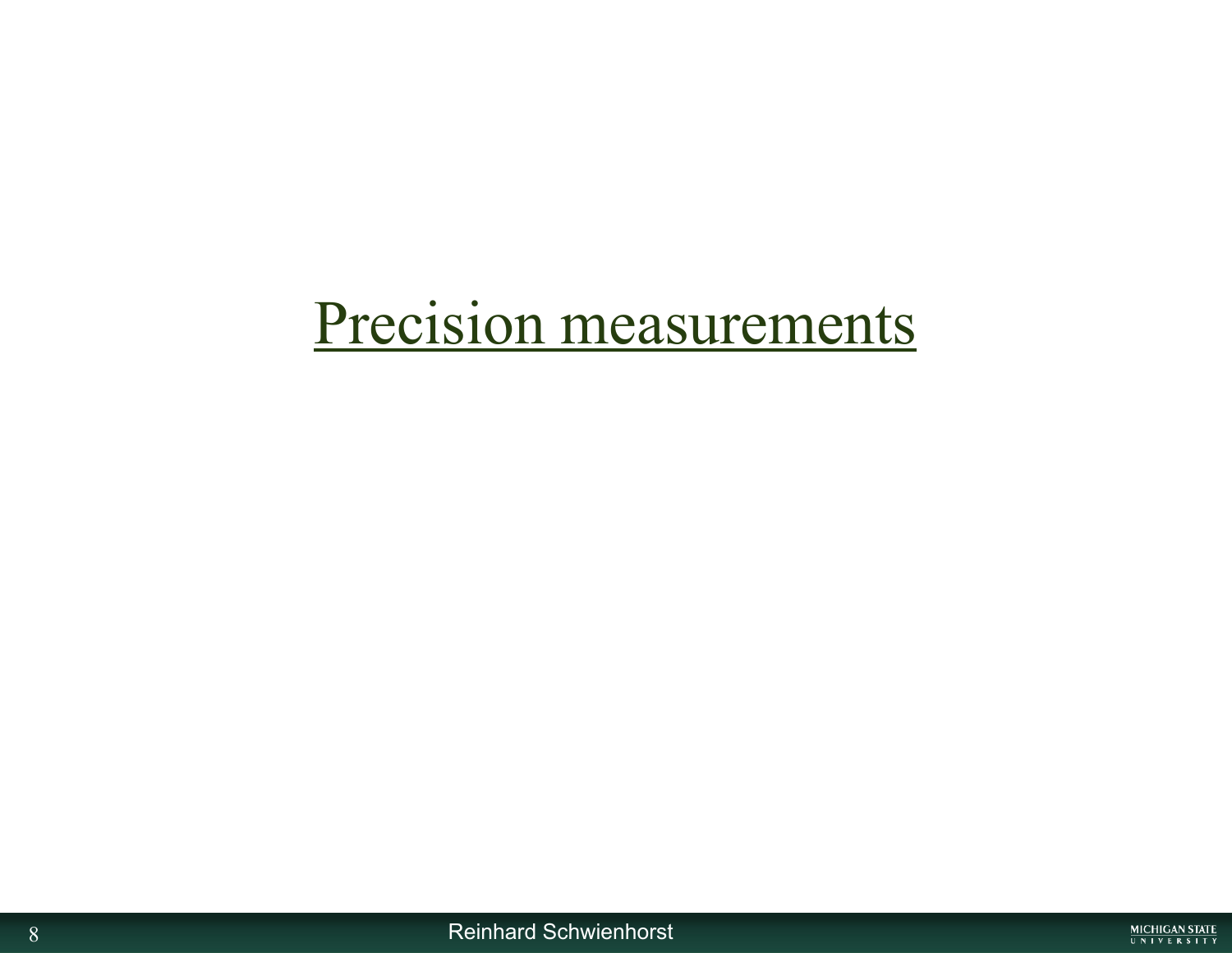# Precision measurements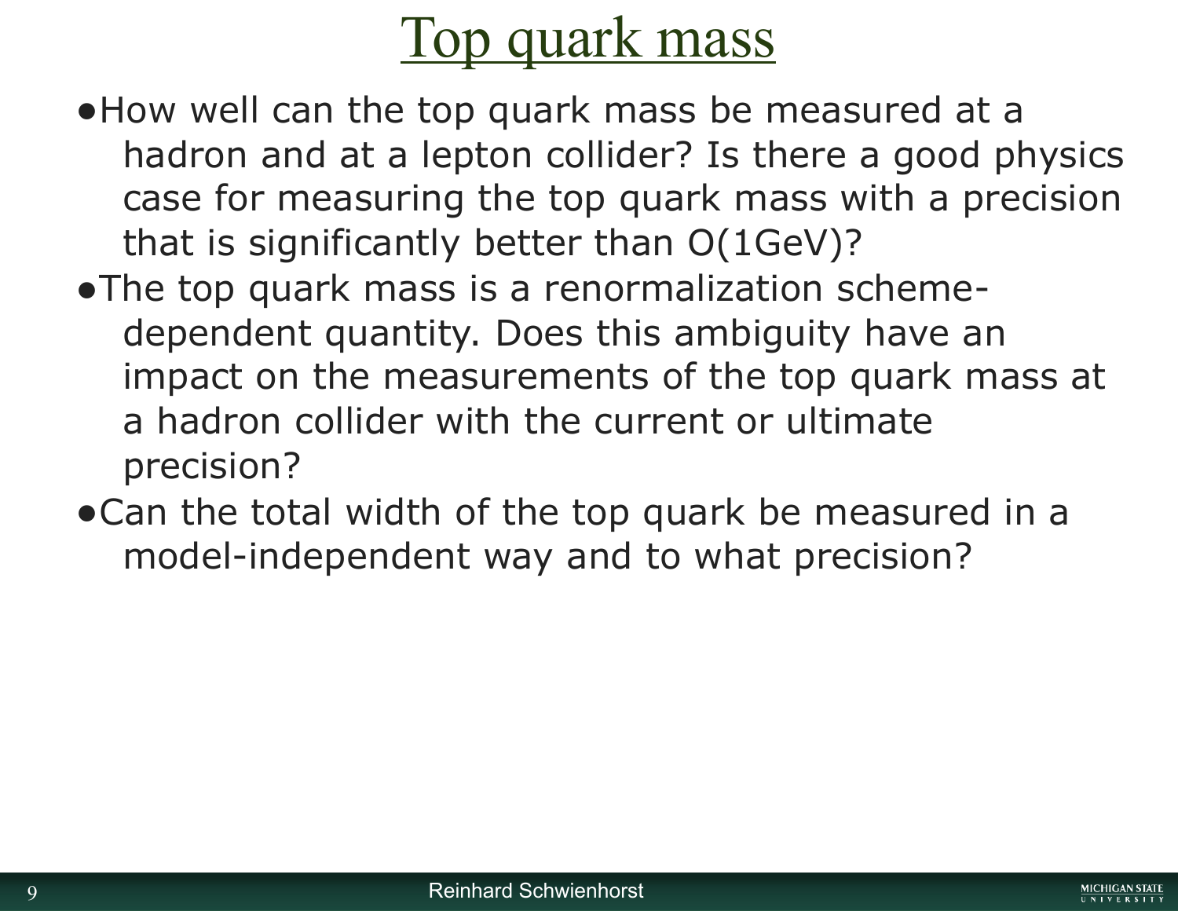# Top quark mass

- How well can the top quark mass be measured at a hadron and at a lepton collider? Is there a good physics case for measuring the top quark mass with a precision that is significantly better than O(1GeV)?
- The top quark mass is a renormalization scheme-dependent quantity. Does this ambiguity have an impact on the measurements of the top quark mass at a hadron collider with the current or ultimate precision?
- Can the total width of the top quark be measured in a model-independent way and to what precision?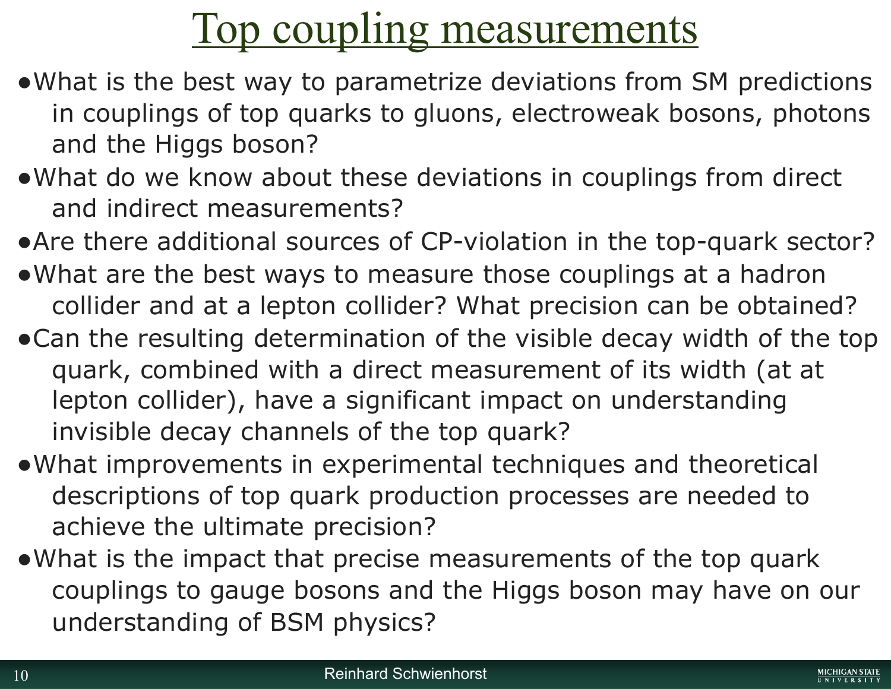# Top coupling measurements

- What is the best way to parametrize deviations from SM predictions in couplings of top quarks to gluons, electroweak bosons, photons and the Higgs boson?
- What do we know about these deviations in couplings from direct and indirect measurements?
- Are there additional sources of CP-violation in the top-quark sector?
- What are the best ways to measure those couplings at a hadron collider and at a lepton collider? What precision can be obtained?
- Can the resulting determination of the visible decay width of the top quark, combined with a direct measurement of its width (at at lepton collider), have a significant impact on understanding invisible decay channels of the top quark?
- What improvements in experimental techniques and theoretical descriptions of top quark production processes are needed to achieve the ultimate precision?
- What is the impact that precise measurements of the top quark couplings to gauge bosons and the Higgs boson may have on our understanding of BSM physics?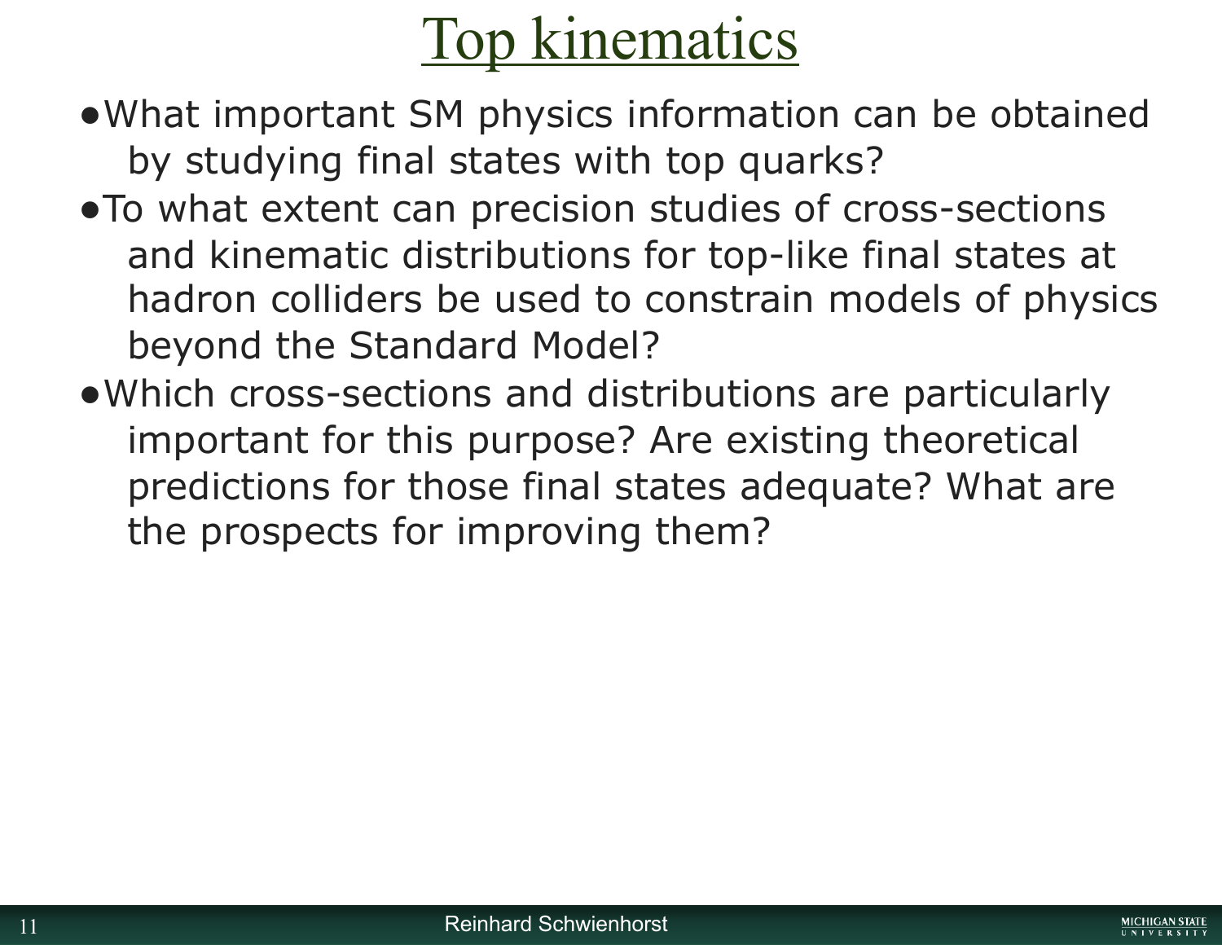# Top kinematics

- What important SM physics information can be obtained by studying final states with top quarks?
- To what extent can precision studies of cross-sections and kinematic distributions for top-like final states at hadron colliders be used to constrain models of physics beyond the Standard Model?
- Which cross-sections and distributions are particularly important for this purpose? Are existing theoretical predictions for those final states adequate? What are the prospects for improving them?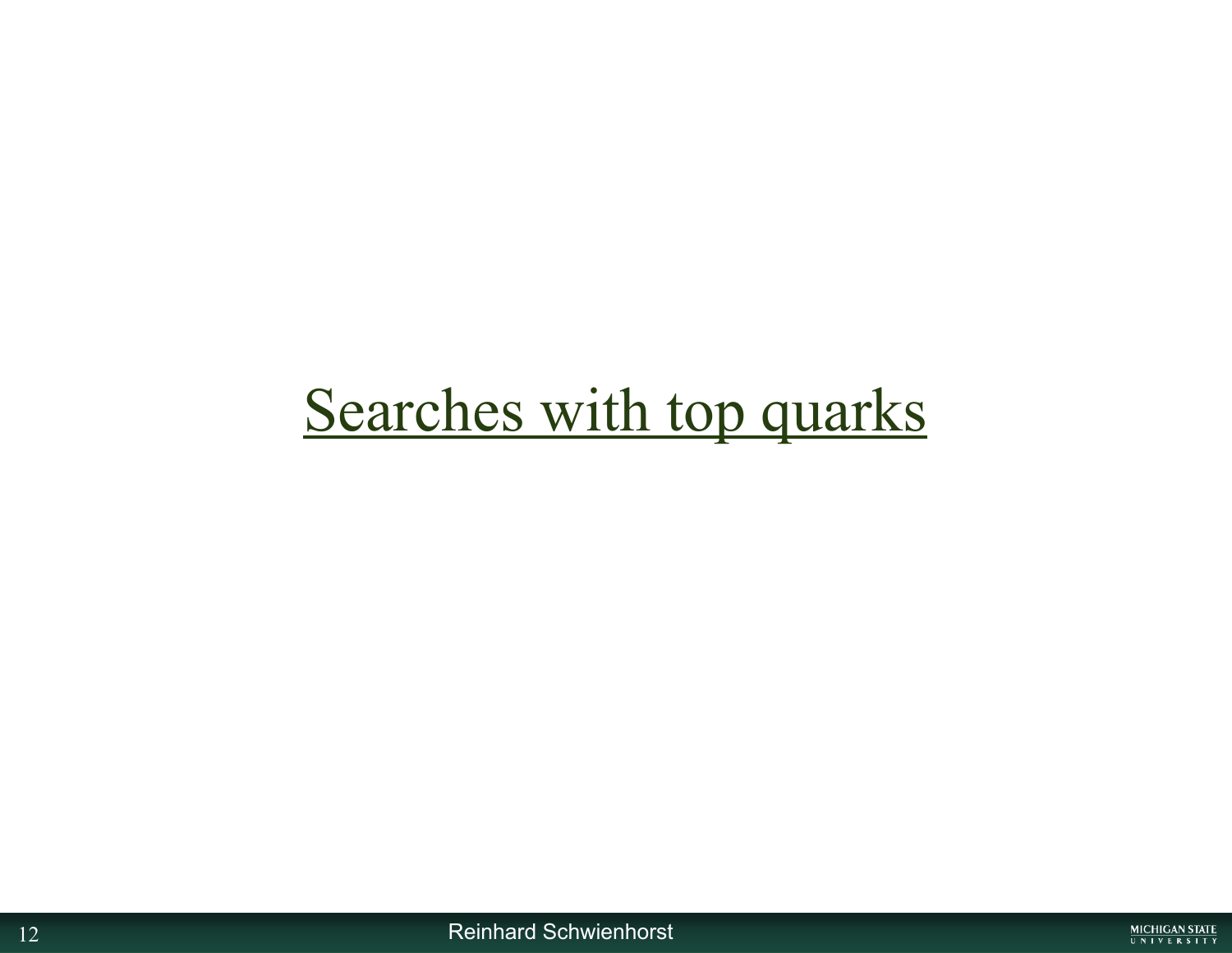# Searches with top quarks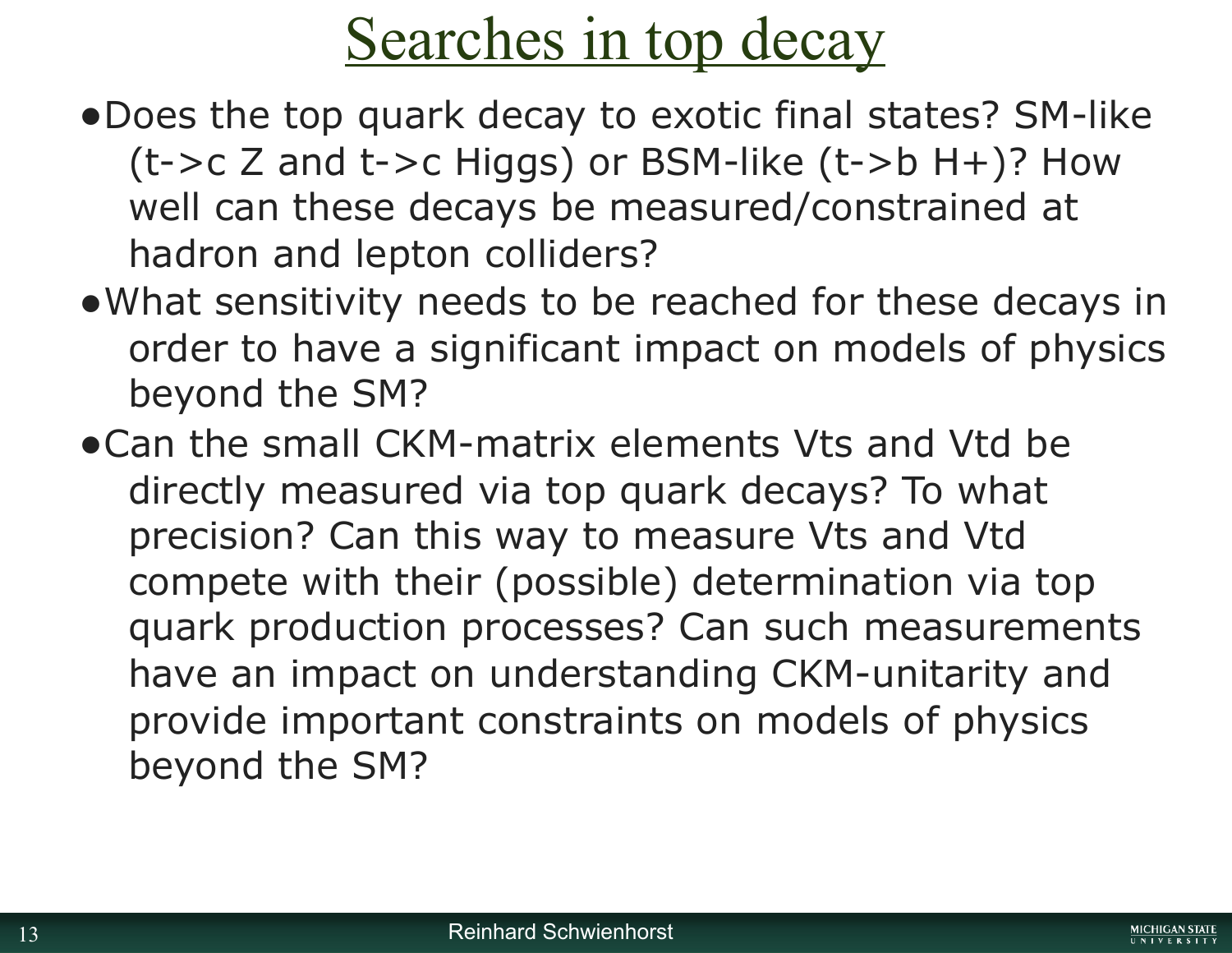# Searches in top decay

- Does the top quark decay to exotic final states? SM-like (t->c Z and t->c Higgs) or BSM-like (t->b H+)? How well can these decays be measured/constrained at hadron and lepton colliders?
- What sensitivity needs to be reached for these decays in order to have a significant impact on models of physics beyond the SM?
- Can the small CKM-matrix elements Vts and Vtd be directly measured via top quark decays? To what precision? Can this way to measure Vts and Vtd compete with their (possible) determination via top quark production processes? Can such measurements have an impact on understanding CKM-unitarity and provide important constraints on models of physics beyond the SM?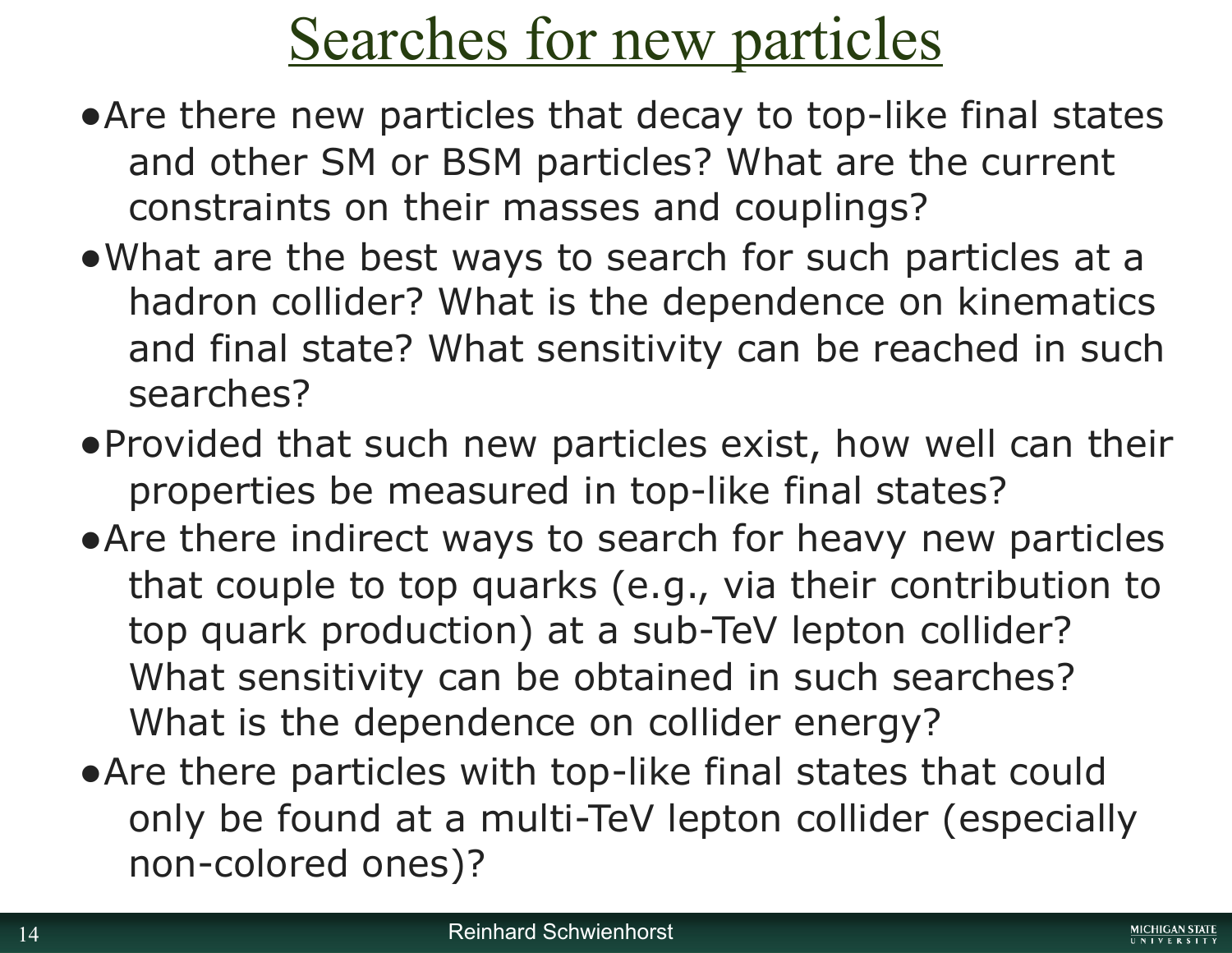# Searches for new particles

- Are there new particles that decay to top-like final states and other SM or BSM particles? What are the current constraints on their masses and couplings?
- What are the best ways to search for such particles at a hadron collider? What is the dependence on kinematics and final state? What sensitivity can be reached in such searches?
- Provided that such new particles exist, how well can their properties be measured in top-like final states?
- Are there indirect ways to search for heavy new particles that couple to top quarks (e.g., via their contribution to top quark production) at a sub-TeV lepton collider? What sensitivity can be obtained in such searches? What is the dependence on collider energy?
- Are there particles with top-like final states that could only be found at a multi-TeV lepton collider (especially non-colored ones)?